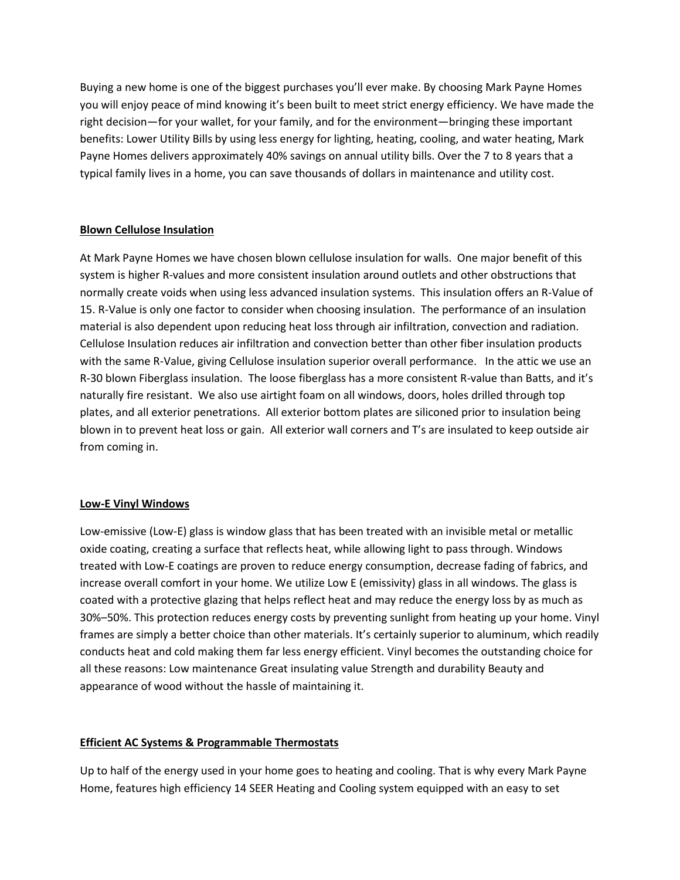Buying a new home is one of the biggest purchases you'll ever make. By choosing Mark Payne Homes you will enjoy peace of mind knowing it's been built to meet strict energy efficiency. We have made the right decision—for your wallet, for your family, and for the environment—bringing these important benefits: Lower Utility Bills by using less energy for lighting, heating, cooling, and water heating, Mark Payne Homes delivers approximately 40% savings on annual utility bills. Over the 7 to 8 years that a typical family lives in a home, you can save thousands of dollars in maintenance and utility cost.

**<u>Blown Cellulose Insulation</u>**

At Mark Payne Homes we have chosen blown cellulose insulation for walls. One major benefit of this system is higher R-values and more consistent insulation around outlets and other obstructions that normally create voids when using less advanced insulation systems. This insulation offers an R-Value of 15. R-Value is only one factor to consider when choosing insulation. The performance of an insulation material is also dependent upon reducing heat loss through air infiltration, convection and radiation. Cellulose Insulation reduces air infiltration and convection better than other fiber insulation products with the same R-Value, giving Cellulose insulation superior overall performance. In the attic we use an R-30 blown Fiberglass insulation. The loose fiberglass has a more consistent R-value than Batts, and it's naturally fire resistant. We also use airtight foam on all windows, doors, holes drilled through top plates, and all exterior penetrations. All exterior bottom plates are siliconed prior to insulation being blown in to prevent heat loss or gain. All exterior wall corners and T's are insulated to keep outside air from coming in.

**<u>Low-E Vinyl Windows</u>**

Low-emissive (Low-E) glass is window glass that has been treated with an invisible metal or metallic oxide coating, creating a surface that reflects heat, while allowing light to pass through. Windows treated with Low-E coatings are proven to reduce energy consumption, decrease fading of fabrics, and increase overall comfort in your home. We utilize Low E (emissivity) glass in all windows. The glass is coated with a protective glazing that helps reflect heat and may reduce the energy loss by as much as 30%–50%. This protection reduces energy costs by preventing sunlight from heating up your home. Vinyl frames are simply a better choice than other materials. It's certainly superior to aluminum, which readily conducts heat and cold making them far less energy efficient. Vinyl becomes the outstanding choice for all these reasons: Low maintenance Great insulating value Strength and durability Beauty and appearance of wood without the hassle of maintaining it.

**<u>Efficient AC Systems & Programmable Thermostats</u>**

Up to half of the energy used in your home goes to heating and cooling. That is why every Mark Payne Home, features high efficiency 14 SEER Heating and Cooling system equipped with an easy to set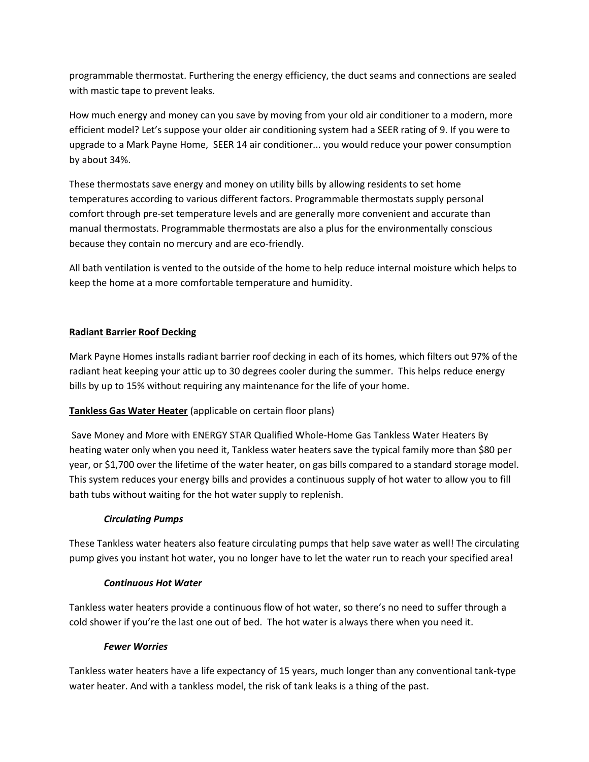programmable thermostat. Furthering the energy efficiency, the duct seams and connections are sealed with mastic tape to prevent leaks.

How much energy and money can you save by moving from your old air conditioner to a modern, more efficient model? Let's suppose your older air conditioning system had a SEER rating of 9. If you were to upgrade to a Mark Payne Home, SEER 14 air conditioner... you would reduce your power consumption by about 34%.

These thermostats save energy and money on utility bills by allowing residents to set home temperatures according to various different factors. Programmable thermostats supply personal comfort through pre-set temperature levels and are generally more convenient and accurate than manual thermostats. Programmable thermostats are also a plus for the environmentally conscious because they contain no mercury and are eco-friendly.

All bath ventilation is vented to the outside of the home to help reduce internal moisture which helps to keep the home at a more comfortable temperature and humidity.

**Radiant Barrier Roof Decking**

Mark Payne Homes installs radiant barrier roof decking in each of its homes, which filters out 97% of the radiant heat keeping your attic up to 30 degrees cooler during the summer. This helps reduce energy bills by up to 15% without requiring any maintenance for the life of your home.

**Tankless Gas Water Heater** (applicable on certain floor plans)

Save Money and More with ENERGY STAR Qualified Whole-Home Gas Tankless Water Heaters By heating water only when you need it, Tankless water heaters save the typical family more than $80 per year, or $1,700 over the lifetime of the water heater, on gas bills compared to a standard storage model. This system reduces your energy bills and provides a continuous supply of hot water to allow you to fill bath tubs without waiting for the hot water supply to replenish.

***Circulating Pumps***

These Tankless water heaters also feature circulating pumps that help save water as well! The circulating pump gives you instant hot water, you no longer have to let the water run to reach your specified area!

***Continuous Hot Water***

Tankless water heaters provide a continuous flow of hot water, so there's no need to suffer through a cold shower if you're the last one out of bed. The hot water is always there when you need it.

***Fewer Worries***

Tankless water heaters have a life expectancy of 15 years, much longer than any conventional tank-type water heater. And with a tankless model, the risk of tank leaks is a thing of the past.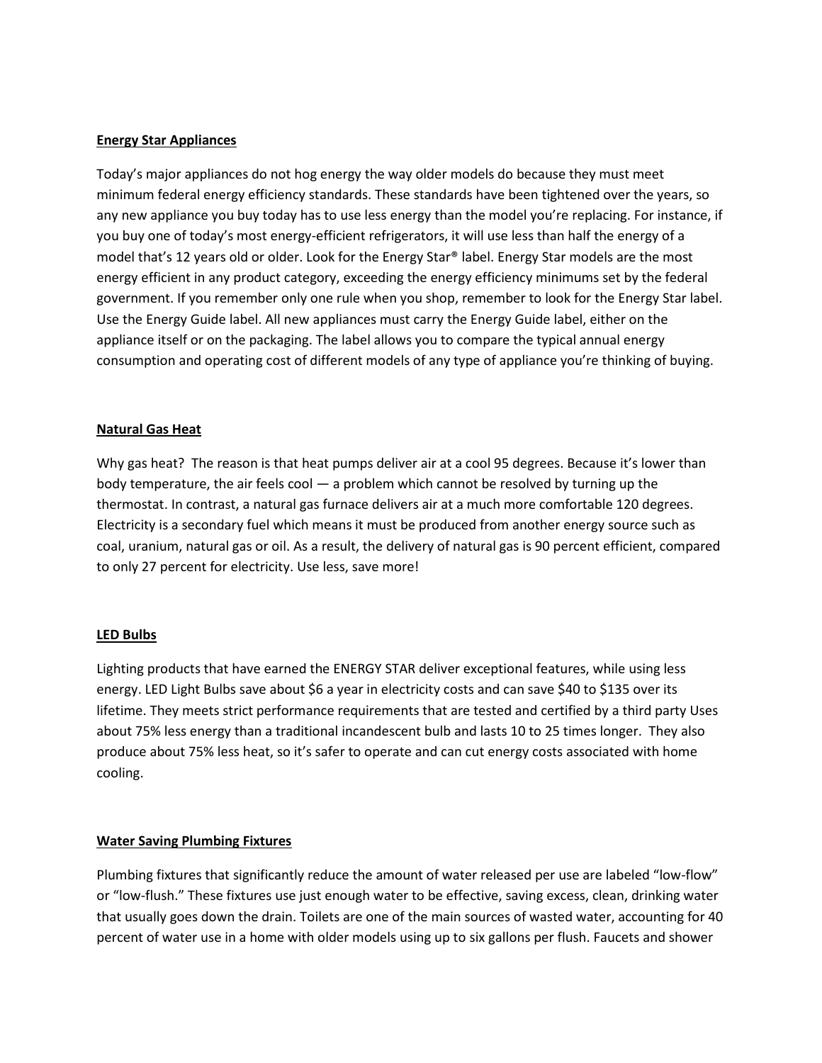**Energy Star Appliances**

Today's major appliances do not hog energy the way older models do because they must meet minimum federal energy efficiency standards. These standards have been tightened over the years, so any new appliance you buy today has to use less energy than the model you're replacing. For instance, if you buy one of today's most energy-efficient refrigerators, it will use less than half the energy of a model that's 12 years old or older. Look for the Energy Star® label. Energy Star models are the most energy efficient in any product category, exceeding the energy efficiency minimums set by the federal government. If you remember only one rule when you shop, remember to look for the Energy Star label. Use the Energy Guide label. All new appliances must carry the Energy Guide label, either on the appliance itself or on the packaging. The label allows you to compare the typical annual energy consumption and operating cost of different models of any type of appliance you're thinking of buying.

**Natural Gas Heat**

Why gas heat? The reason is that heat pumps deliver air at a cool 95 degrees. Because it's lower than body temperature, the air feels cool — a problem which cannot be resolved by turning up the thermostat. In contrast, a natural gas furnace delivers air at a much more comfortable 120 degrees. Electricity is a secondary fuel which means it must be produced from another energy source such as coal, uranium, natural gas or oil. As a result, the delivery of natural gas is 90 percent efficient, compared to only 27 percent for electricity. Use less, save more!

**LED Bulbs**

Lighting products that have earned the ENERGY STAR deliver exceptional features, while using less energy. LED Light Bulbs save about $6 a year in electricity costs and can save $40 to $135 over its lifetime. They meets strict performance requirements that are tested and certified by a third party Uses about 75% less energy than a traditional incandescent bulb and lasts 10 to 25 times longer. They also produce about 75% less heat, so it's safer to operate and can cut energy costs associated with home cooling.

**Water Saving Plumbing Fixtures**

Plumbing fixtures that significantly reduce the amount of water released per use are labeled "low-flow" or "low-flush." These fixtures use just enough water to be effective, saving excess, clean, drinking water that usually goes down the drain. Toilets are one of the main sources of wasted water, accounting for 40 percent of water use in a home with older models using up to six gallons per flush. Faucets and shower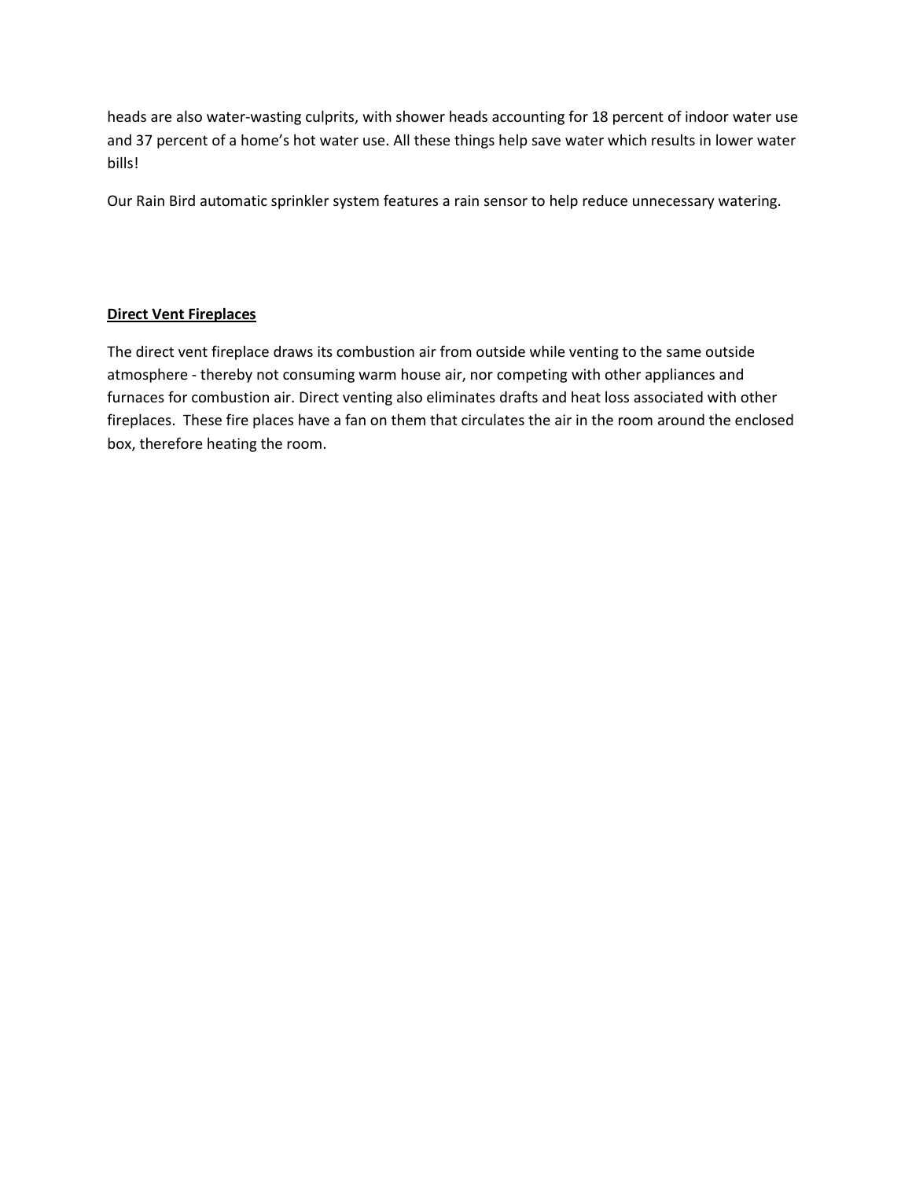heads are also water-wasting culprits, with shower heads accounting for 18 percent of indoor water use and 37 percent of a home's hot water use. All these things help save water which results in lower water bills!

Our Rain Bird automatic sprinkler system features a rain sensor to help reduce unnecessary watering.

**Direct Vent Fireplaces**

The direct vent fireplace draws its combustion air from outside while venting to the same outside atmosphere - thereby not consuming warm house air, nor competing with other appliances and furnaces for combustion air. Direct venting also eliminates drafts and heat loss associated with other fireplaces. These fire places have a fan on them that circulates the air in the room around the enclosed box, therefore heating the room.